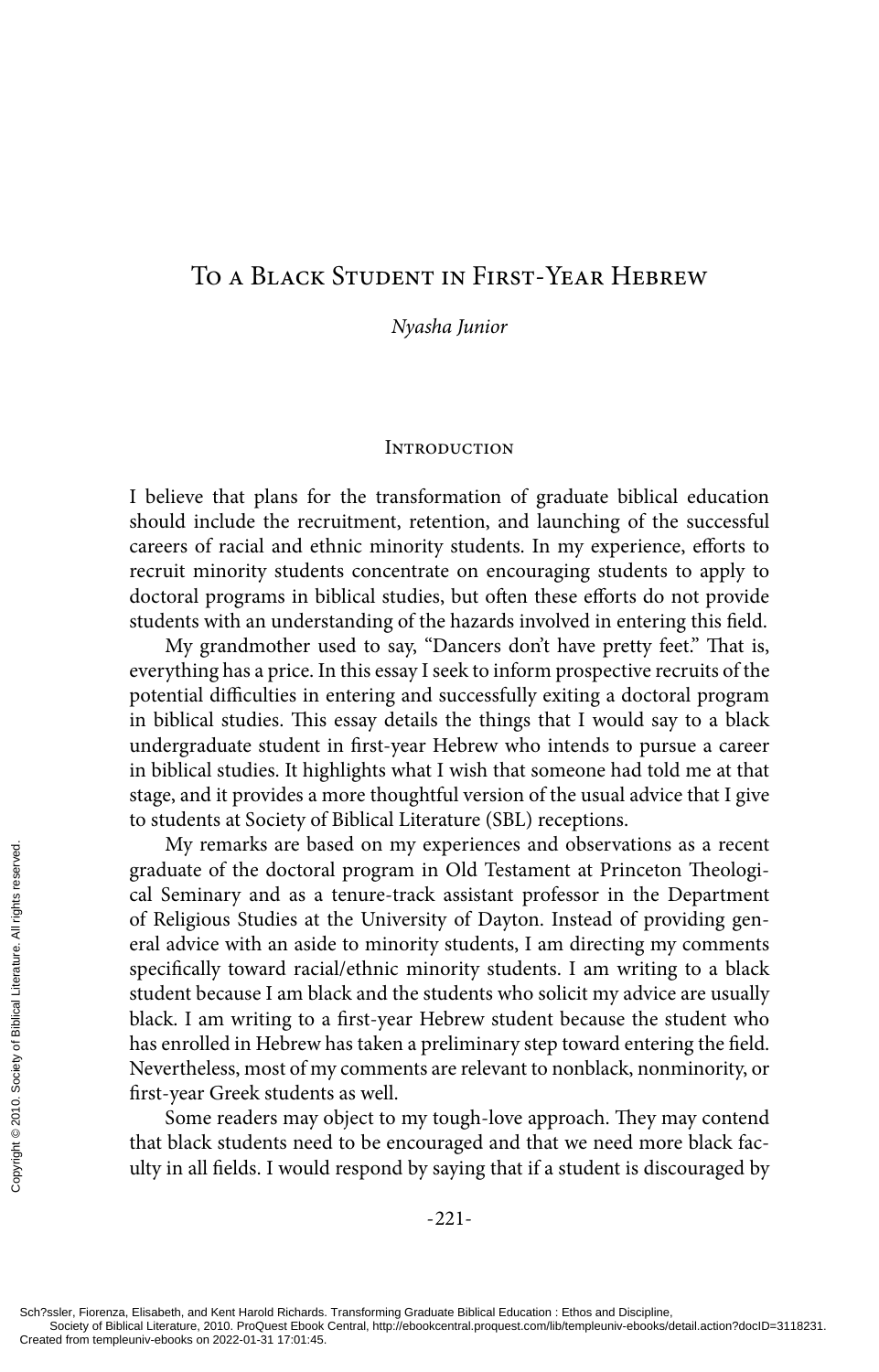# To a Black Student in First-Year Hebrew

*Nyasha Junior*

## Introduction

I believe that plans for the transformation of graduate biblical education should include the recruitment, retention, and launching of the successful careers of racial and ethnic minority students. In my experience, efforts to recruit minority students concentrate on encouraging students to apply to doctoral programs in biblical studies, but often these efforts do not provide students with an understanding of the hazards involved in entering this field.

My grandmother used to say, "Dancers don't have pretty feet." That is, everything has a price. In this essay I seek to inform prospective recruits of the potential difficulties in entering and successfully exiting a doctoral program in biblical studies. This essay details the things that I would say to a black undergraduate student in first-year Hebrew who intends to pursue a career in biblical studies. It highlights what I wish that someone had told me at that stage, and it provides a more thoughtful version of the usual advice that I give to students at Society of Biblical Literature (SBL) receptions.

My remarks are based on my experiences and observations as a recent graduate of the doctoral program in Old Testament at Princeton Theological Seminary and as a tenure-track assistant professor in the Department of Religious Studies at the University of Dayton. Instead of providing general advice with an aside to minority students, I am directing my comments specifically toward racial/ethnic minority students. I am writing to a black student because I am black and the students who solicit my advice are usually black. I am writing to a first-year Hebrew student because the student who has enrolled in Hebrew has taken a preliminary step toward entering the field. Nevertheless, most of my comments are relevant to nonblack, nonminority, or first-year Greek students as well.

Some readers may object to my tough-love approach. They may contend that black students need to be encouraged and that we need more black faculty in all fields. I would respond by saying that if a student is discouraged by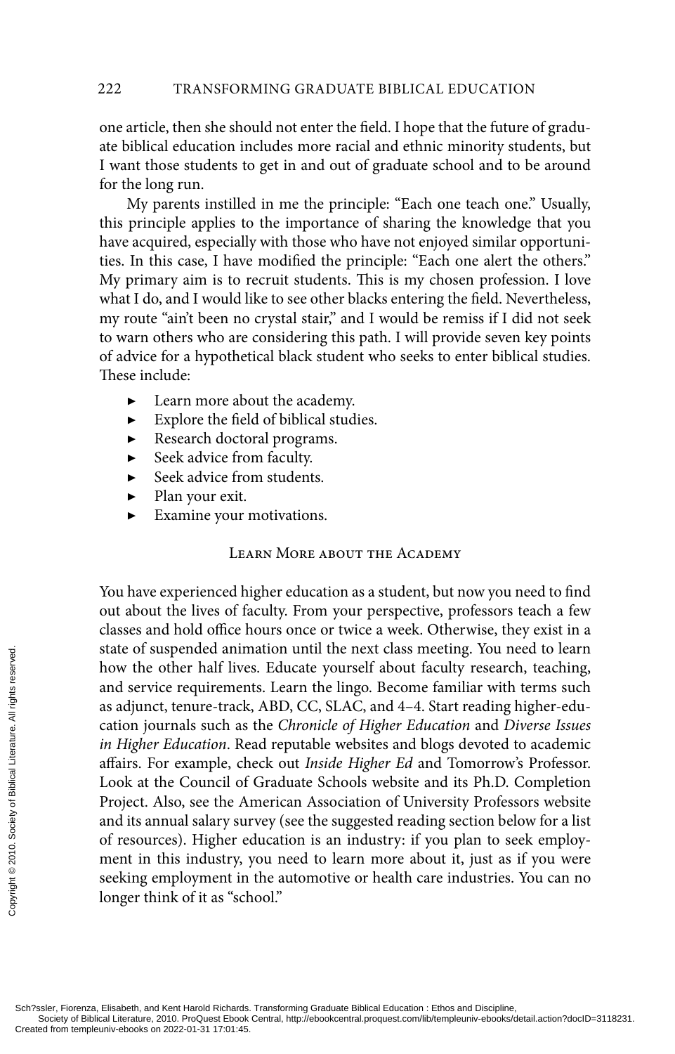one article, then she should not enter the field. I hope that the future of graduate biblical education includes more racial and ethnic minority students, but I want those students to get in and out of graduate school and to be around for the long run.

My parents instilled in me the principle: "Each one teach one." Usually, this principle applies to the importance of sharing the knowledge that you have acquired, especially with those who have not enjoyed similar opportunities. In this case, I have modified the principle: "Each one alert the others." My primary aim is to recruit students. This is my chosen profession. I love what I do, and I would like to see other blacks entering the field. Nevertheless, my route "ain't been no crystal stair," and I would be remiss if I did not seek to warn others who are considering this path. I will provide seven key points of advice for a hypothetical black student who seeks to enter biblical studies. These include:

- Learn more about the academy.
- Explore the field of biblical studies.
- Research doctoral programs.
- Seek advice from faculty.
- Seek advice from students.
- Plan your exit.
- Examine your motivations.

## Learn More about the Academy

You have experienced higher education as a student, but now you need to find out about the lives of faculty. From your perspective, professors teach a few classes and hold office hours once or twice a week. Otherwise, they exist in a state of suspended animation until the next class meeting. You need to learn how the other half lives. Educate yourself about faculty research, teaching, and service requirements. Learn the lingo. Become familiar with terms such as adjunct, tenure-track, ABD, CC, SLAC, and 4–4. Start reading higher-education journals such as the *Chronicle of Higher Education* and *Diverse Issues in Higher Education*. Read reputable websites and blogs devoted to academic affairs. For example, check out *Inside Higher Ed* and Tomorrow's Professor. Look at the Council of Graduate Schools website and its Ph.D. Completion Project. Also, see the American Association of University Professors website and its annual salary survey (see the suggested reading section below for a list of resources). Higher education is an industry: if you plan to seek employment in this industry, you need to learn more about it, just as if you were seeking employment in the automotive or health care industries. You can no longer think of it as "school."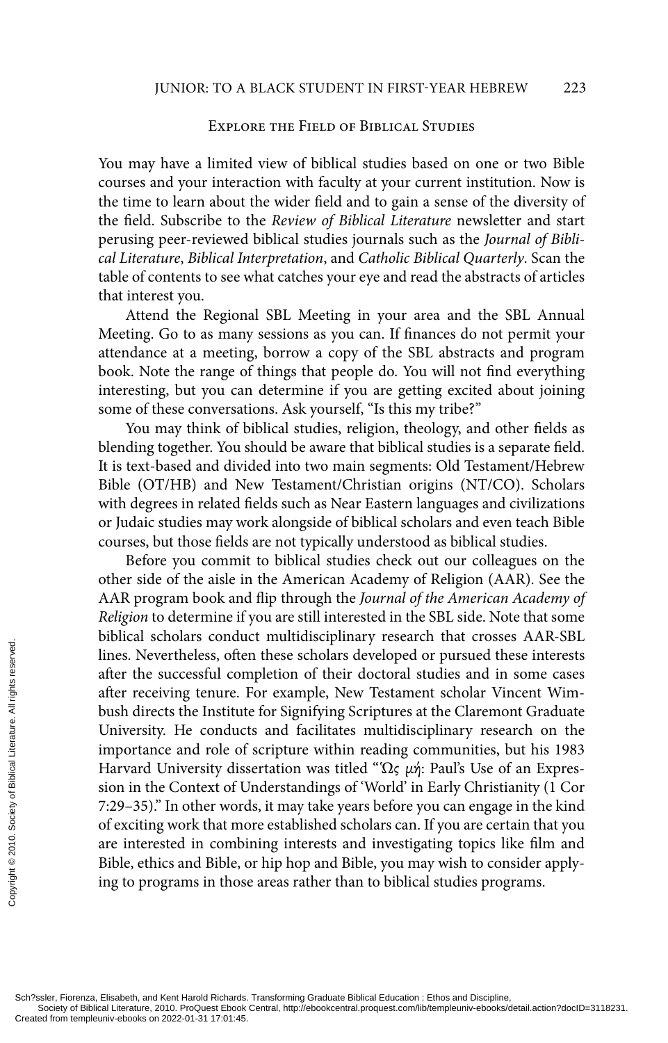## Explore the Field of Biblical Studies

You may have a limited view of biblical studies based on one or two Bible courses and your interaction with faculty at your current institution. Now is the time to learn about the wider field and to gain a sense of the diversity of the field. Subscribe to the *Review of Biblical Literature* newsletter and start perusing peer-reviewed biblical studies journals such as the *Journal of Biblical Literature*, *Biblical Interpretation*, and *Catholic Biblical Quarterly*. Scan the table of contents to see what catches your eye and read the abstracts of articles that interest you.

Attend the Regional SBL Meeting in your area and the SBL Annual Meeting. Go to as many sessions as you can. If finances do not permit your attendance at a meeting, borrow a copy of the SBL abstracts and program book. Note the range of things that people do. You will not find everything interesting, but you can determine if you are getting excited about joining some of these conversations. Ask yourself, "Is this my tribe?"

You may think of biblical studies, religion, theology, and other fields as blending together. You should be aware that biblical studies is a separate field. It is text-based and divided into two main segments: Old Testament/Hebrew Bible (OT/HB) and New Testament/Christian origins (NT/CO). Scholars with degrees in related fields such as Near Eastern languages and civilizations or Judaic studies may work alongside of biblical scholars and even teach Bible courses, but those fields are not typically understood as biblical studies.

Before you commit to biblical studies check out our colleagues on the other side of the aisle in the American Academy of Religion (AAR). See the AAR program book and flip through the *Journal of the American Academy of Religion* to determine if you are still interested in the SBL side. Note that some biblical scholars conduct multidisciplinary research that crosses AAR-SBL lines. Nevertheless, often these scholars developed or pursued these interests after the successful completion of their doctoral studies and in some cases after receiving tenure. For example, New Testament scholar Vincent Wimbush directs the Institute for Signifying Scriptures at the Claremont Graduate University. He conducts and facilitates multidisciplinary research on the importance and role of scripture within reading communities, but his 1983 Harvard University dissertation was titled "Ὡς μή: Paul's Use of an Expression in the Context of Understandings of 'World' in Early Christianity (1 Cor 7:29–35)." In other words, it may take years before you can engage in the kind of exciting work that more established scholars can. If you are certain that you are interested in combining interests and investigating topics like film and Bible, ethics and Bible, or hip hop and Bible, you may wish to consider applying to programs in those areas rather than to biblical studies programs.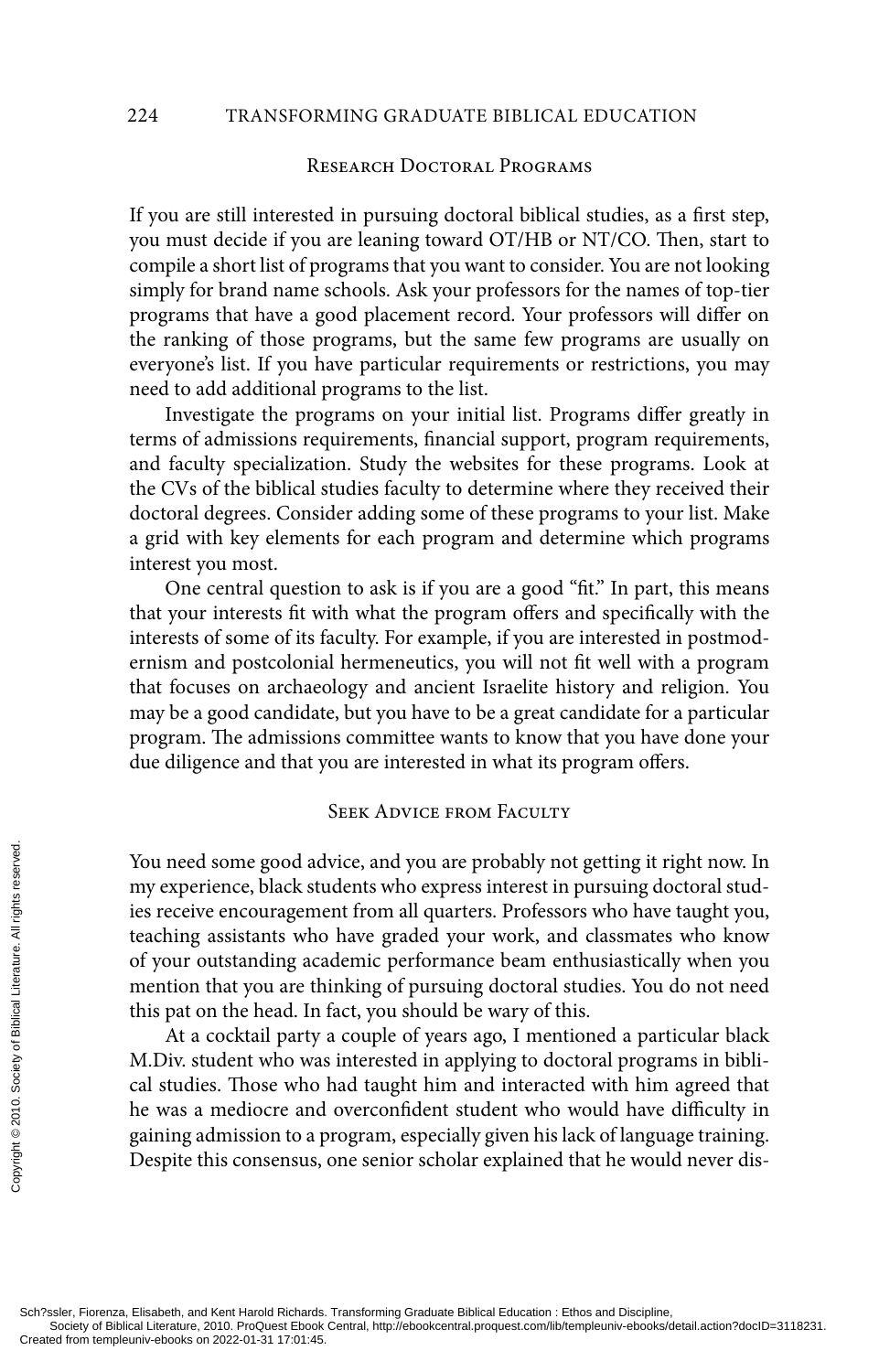## Research Doctoral Programs

If you are still interested in pursuing doctoral biblical studies, as a first step, you must decide if you are leaning toward OT/HB or NT/CO. Then, start to compile a short list of programs that you want to consider. You are not looking simply for brand name schools. Ask your professors for the names of top-tier programs that have a good placement record. Your professors will differ on the ranking of those programs, but the same few programs are usually on everyone's list. If you have particular requirements or restrictions, you may need to add additional programs to the list.

Investigate the programs on your initial list. Programs differ greatly in terms of admissions requirements, financial support, program requirements, and faculty specialization. Study the websites for these programs. Look at the CVs of the biblical studies faculty to determine where they received their doctoral degrees. Consider adding some of these programs to your list. Make a grid with key elements for each program and determine which programs interest you most.

One central question to ask is if you are a good "fit." In part, this means that your interests fit with what the program offers and specifically with the interests of some of its faculty. For example, if you are interested in postmodernism and postcolonial hermeneutics, you will not fit well with a program that focuses on archaeology and ancient Israelite history and religion. You may be a good candidate, but you have to be a great candidate for a particular program. The admissions committee wants to know that you have done your due diligence and that you are interested in what its program offers.

## Seek Advice from Faculty

You need some good advice, and you are probably not getting it right now. In my experience, black students who express interest in pursuing doctoral studies receive encouragement from all quarters. Professors who have taught you, teaching assistants who have graded your work, and classmates who know of your outstanding academic performance beam enthusiastically when you mention that you are thinking of pursuing doctoral studies. You do not need this pat on the head. In fact, you should be wary of this.

At a cocktail party a couple of years ago, I mentioned a particular black M.Div. student who was interested in applying to doctoral programs in biblical studies. Those who had taught him and interacted with him agreed that he was a mediocre and overconfident student who would have difficulty in gaining admission to a program, especially given his lack of language training. Despite this consensus, one senior scholar explained that he would never dis-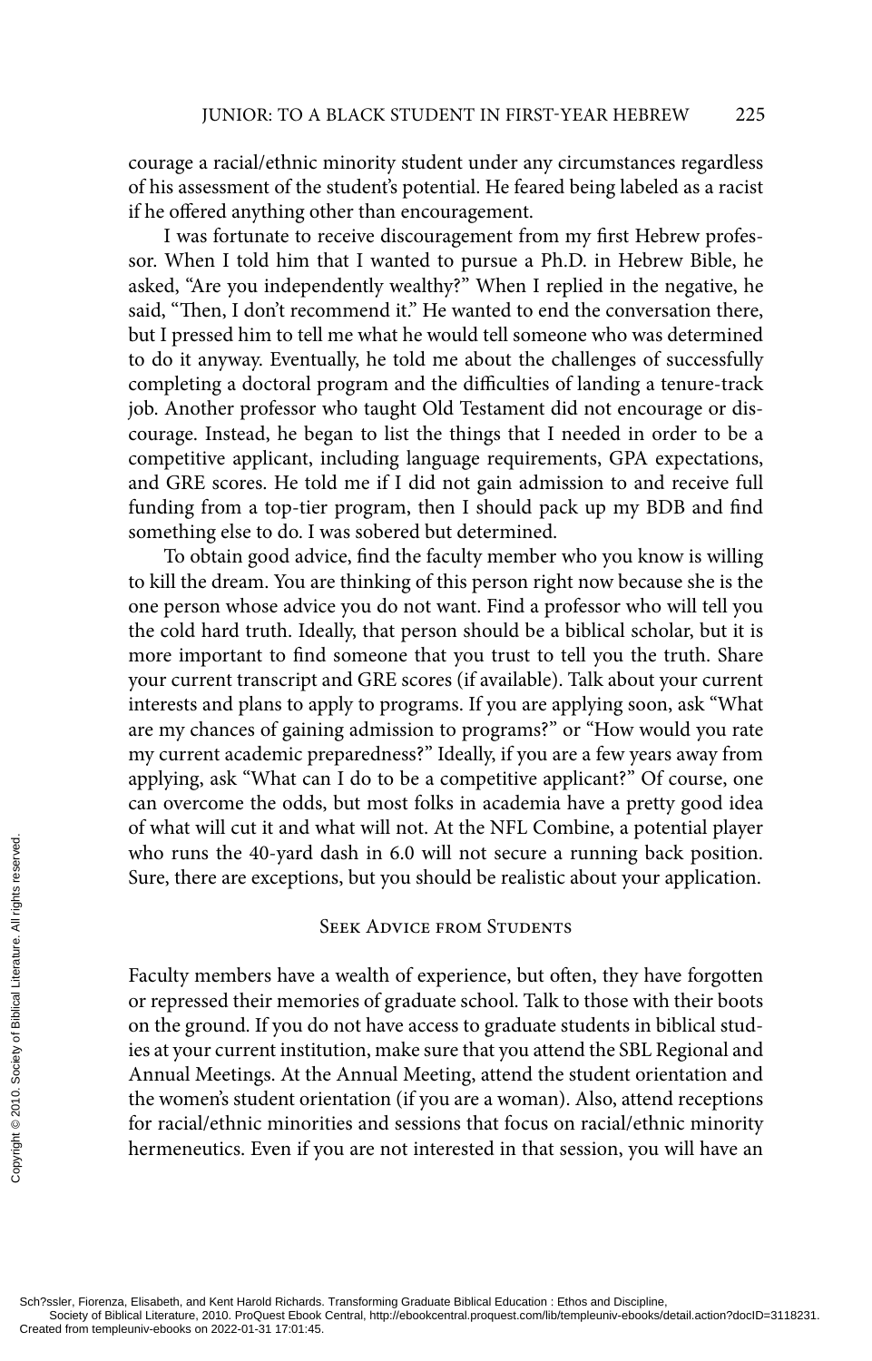courage a racial/ethnic minority student under any circumstances regardless of his assessment of the student's potential. He feared being labeled as a racist if he offered anything other than encouragement.

I was fortunate to receive discouragement from my first Hebrew professor. When I told him that I wanted to pursue a Ph.D. in Hebrew Bible, he asked, "Are you independently wealthy?" When I replied in the negative, he said, "Then, I don't recommend it." He wanted to end the conversation there, but I pressed him to tell me what he would tell someone who was determined to do it anyway. Eventually, he told me about the challenges of successfully completing a doctoral program and the difficulties of landing a tenure-track job. Another professor who taught Old Testament did not encourage or discourage. Instead, he began to list the things that I needed in order to be a competitive applicant, including language requirements, GPA expectations, and GRE scores. He told me if I did not gain admission to and receive full funding from a top-tier program, then I should pack up my BDB and find something else to do. I was sobered but determined.

To obtain good advice, find the faculty member who you know is willing to kill the dream. You are thinking of this person right now because she is the one person whose advice you do not want. Find a professor who will tell you the cold hard truth. Ideally, that person should be a biblical scholar, but it is more important to find someone that you trust to tell you the truth. Share your current transcript and GRE scores (if available). Talk about your current interests and plans to apply to programs. If you are applying soon, ask "What are my chances of gaining admission to programs?" or "How would you rate my current academic preparedness?" Ideally, if you are a few years away from applying, ask "What can I do to be a competitive applicant?" Of course, one can overcome the odds, but most folks in academia have a pretty good idea of what will cut it and what will not. At the NFL Combine, a potential player who runs the 40-yard dash in 6.0 will not secure a running back position. Sure, there are exceptions, but you should be realistic about your application.

## Seek Advice from Students

Faculty members have a wealth of experience, but often, they have forgotten or repressed their memories of graduate school. Talk to those with their boots on the ground. If you do not have access to graduate students in biblical studies at your current institution, make sure that you attend the SBL Regional and Annual Meetings. At the Annual Meeting, attend the student orientation and the women's student orientation (if you are a woman). Also, attend receptions for racial/ethnic minorities and sessions that focus on racial/ethnic minority hermeneutics. Even if you are not interested in that session, you will have an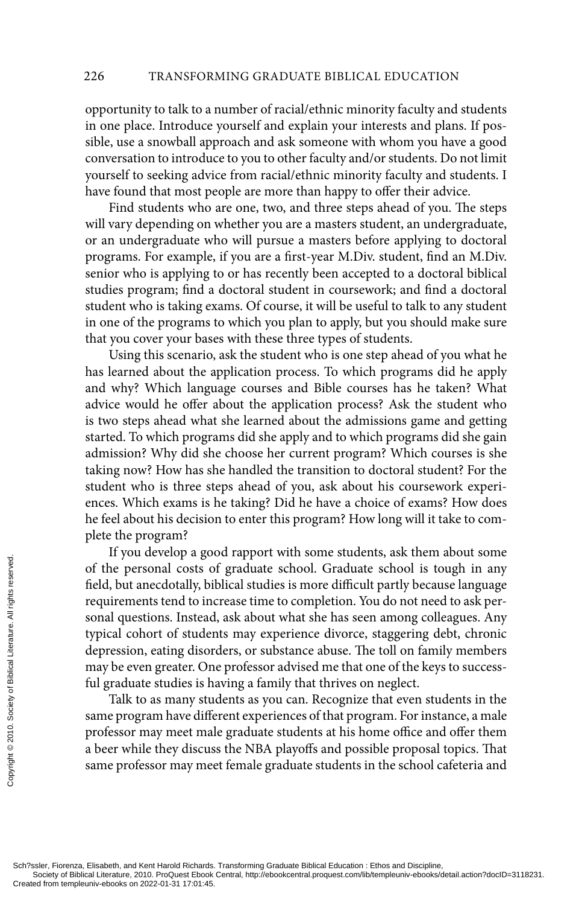opportunity to talk to a number of racial/ethnic minority faculty and students in one place. Introduce yourself and explain your interests and plans. If possible, use a snowball approach and ask someone with whom you have a good conversation to introduce to you to other faculty and/or students. Do not limit yourself to seeking advice from racial/ethnic minority faculty and students. I have found that most people are more than happy to offer their advice.

Find students who are one, two, and three steps ahead of you. The steps will vary depending on whether you are a masters student, an undergraduate, or an undergraduate who will pursue a masters before applying to doctoral programs. For example, if you are a first-year M.Div. student, find an M.Div. senior who is applying to or has recently been accepted to a doctoral biblical studies program; find a doctoral student in coursework; and find a doctoral student who is taking exams. Of course, it will be useful to talk to any student in one of the programs to which you plan to apply, but you should make sure that you cover your bases with these three types of students.

Using this scenario, ask the student who is one step ahead of you what he has learned about the application process. To which programs did he apply and why? Which language courses and Bible courses has he taken? What advice would he offer about the application process? Ask the student who is two steps ahead what she learned about the admissions game and getting started. To which programs did she apply and to which programs did she gain admission? Why did she choose her current program? Which courses is she taking now? How has she handled the transition to doctoral student? For the student who is three steps ahead of you, ask about his coursework experiences. Which exams is he taking? Did he have a choice of exams? How does he feel about his decision to enter this program? How long will it take to complete the program?

If you develop a good rapport with some students, ask them about some of the personal costs of graduate school. Graduate school is tough in any field, but anecdotally, biblical studies is more difficult partly because language requirements tend to increase time to completion. You do not need to ask personal questions. Instead, ask about what she has seen among colleagues. Any typical cohort of students may experience divorce, staggering debt, chronic depression, eating disorders, or substance abuse. The toll on family members may be even greater. One professor advised me that one of the keys to successful graduate studies is having a family that thrives on neglect.

Talk to as many students as you can. Recognize that even students in the same program have different experiences of that program. For instance, a male professor may meet male graduate students at his home office and offer them a beer while they discuss the NBA playoffs and possible proposal topics. That same professor may meet female graduate students in the school cafeteria and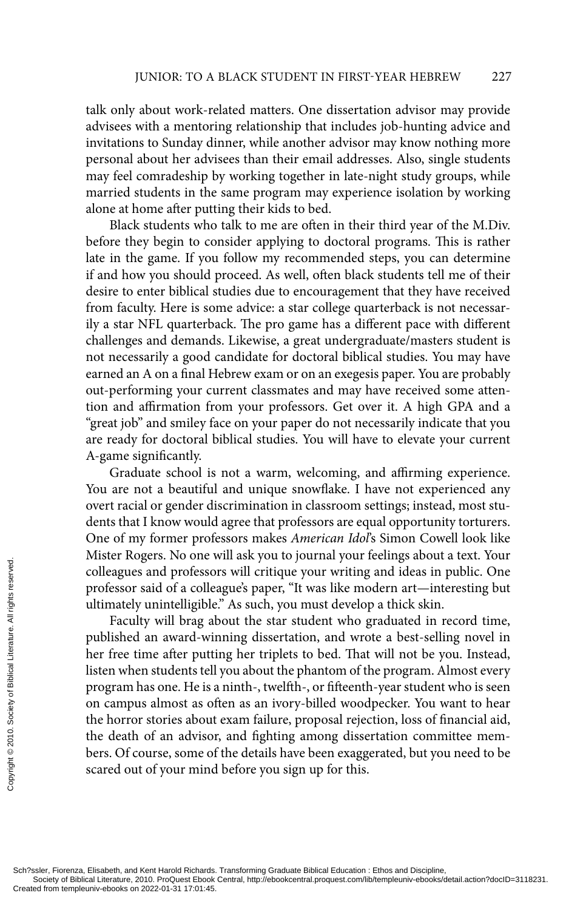talk only about work-related matters. One dissertation advisor may provide advisees with a mentoring relationship that includes job-hunting advice and invitations to Sunday dinner, while another advisor may know nothing more personal about her advisees than their email addresses. Also, single students may feel comradeship by working together in late-night study groups, while married students in the same program may experience isolation by working alone at home after putting their kids to bed.

Black students who talk to me are often in their third year of the M.Div. before they begin to consider applying to doctoral programs. This is rather late in the game. If you follow my recommended steps, you can determine if and how you should proceed. As well, often black students tell me of their desire to enter biblical studies due to encouragement that they have received from faculty. Here is some advice: a star college quarterback is not necessarily a star NFL quarterback. The pro game has a different pace with different challenges and demands. Likewise, a great undergraduate/masters student is not necessarily a good candidate for doctoral biblical studies. You may have earned an A on a final Hebrew exam or on an exegesis paper. You are probably out-performing your current classmates and may have received some attention and affirmation from your professors. Get over it. A high GPA and a "great job" and smiley face on your paper do not necessarily indicate that you are ready for doctoral biblical studies. You will have to elevate your current A-game significantly.

Graduate school is not a warm, welcoming, and affirming experience. You are not a beautiful and unique snowflake. I have not experienced any overt racial or gender discrimination in classroom settings; instead, most students that I know would agree that professors are equal opportunity torturers. One of my former professors makes *American Idol*'s Simon Cowell look like Mister Rogers. No one will ask you to journal your feelings about a text. Your colleagues and professors will critique your writing and ideas in public. One professor said of a colleague's paper, "It was like modern art—interesting but ultimately unintelligible." As such, you must develop a thick skin.

Faculty will brag about the star student who graduated in record time, published an award-winning dissertation, and wrote a best-selling novel in her free time after putting her triplets to bed. That will not be you. Instead, listen when students tell you about the phantom of the program. Almost every program has one. He is a ninth-, twelfth-, or fifteenth-year student who is seen on campus almost as often as an ivory-billed woodpecker. You want to hear the horror stories about exam failure, proposal rejection, loss of financial aid, the death of an advisor, and fighting among dissertation committee members. Of course, some of the details have been exaggerated, but you need to be scared out of your mind before you sign up for this.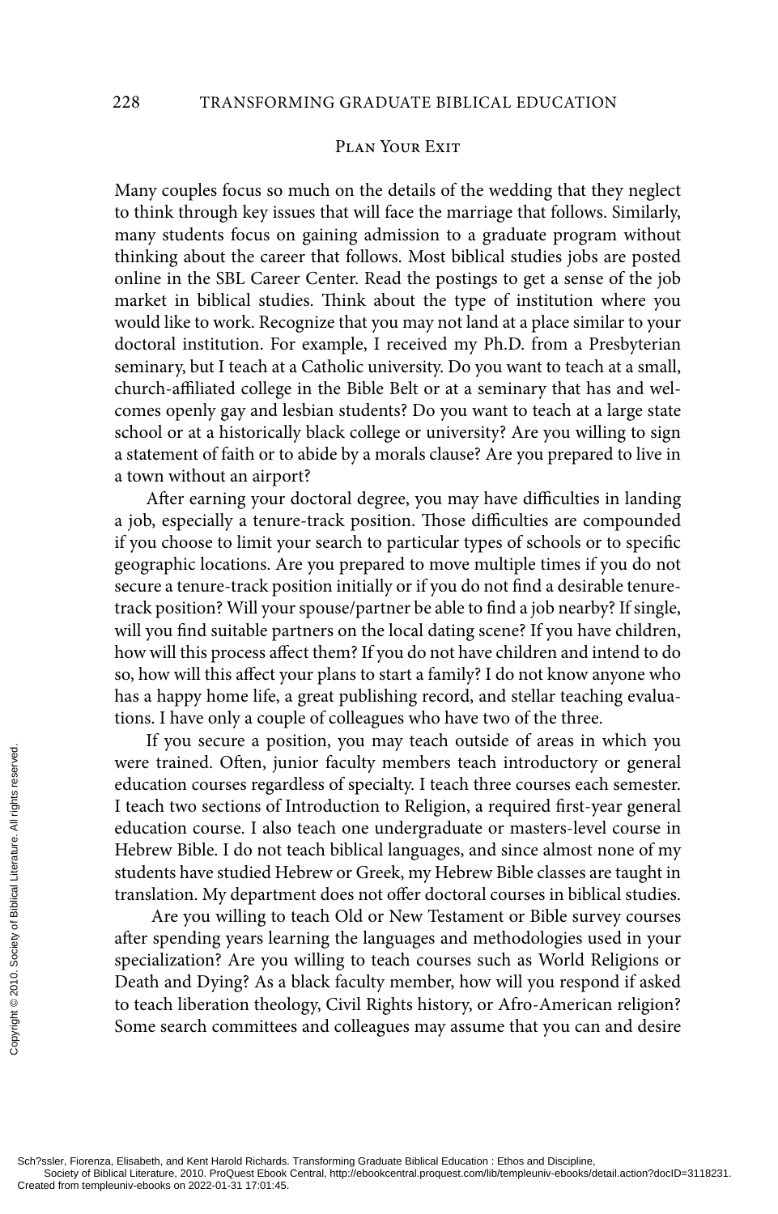## Plan Your Exit

Many couples focus so much on the details of the wedding that they neglect to think through key issues that will face the marriage that follows. Similarly, many students focus on gaining admission to a graduate program without thinking about the career that follows. Most biblical studies jobs are posted online in the SBL Career Center. Read the postings to get a sense of the job market in biblical studies. Think about the type of institution where you would like to work. Recognize that you may not land at a place similar to your doctoral institution. For example, I received my Ph.D. from a Presbyterian seminary, but I teach at a Catholic university. Do you want to teach at a small, church-affiliated college in the Bible Belt or at a seminary that has and welcomes openly gay and lesbian students? Do you want to teach at a large state school or at a historically black college or university? Are you willing to sign a statement of faith or to abide by a morals clause? Are you prepared to live in a town without an airport?

After earning your doctoral degree, you may have difficulties in landing a job, especially a tenure-track position. Those difficulties are compounded if you choose to limit your search to particular types of schools or to specific geographic locations. Are you prepared to move multiple times if you do not secure a tenure-track position initially or if you do not find a desirable tenure-track position? Will your spouse/partner be able to find a job nearby? If single, will you find suitable partners on the local dating scene? If you have children, how will this process affect them? If you do not have children and intend to do so, how will this affect your plans to start a family? I do not know anyone who has a happy home life, a great publishing record, and stellar teaching evaluations. I have only a couple of colleagues who have two of the three.

If you secure a position, you may teach outside of areas in which you were trained. Often, junior faculty members teach introductory or general education courses regardless of specialty. I teach three courses each semester. I teach two sections of Introduction to Religion, a required first-year general education course. I also teach one undergraduate or masters-level course in Hebrew Bible. I do not teach biblical languages, and since almost none of my students have studied Hebrew or Greek, my Hebrew Bible classes are taught in translation. My department does not offer doctoral courses in biblical studies.

Are you willing to teach Old or New Testament or Bible survey courses after spending years learning the languages and methodologies used in your specialization? Are you willing to teach courses such as World Religions or Death and Dying? As a black faculty member, how will you respond if asked to teach liberation theology, Civil Rights history, or Afro-American religion? Some search committees and colleagues may assume that you can and desire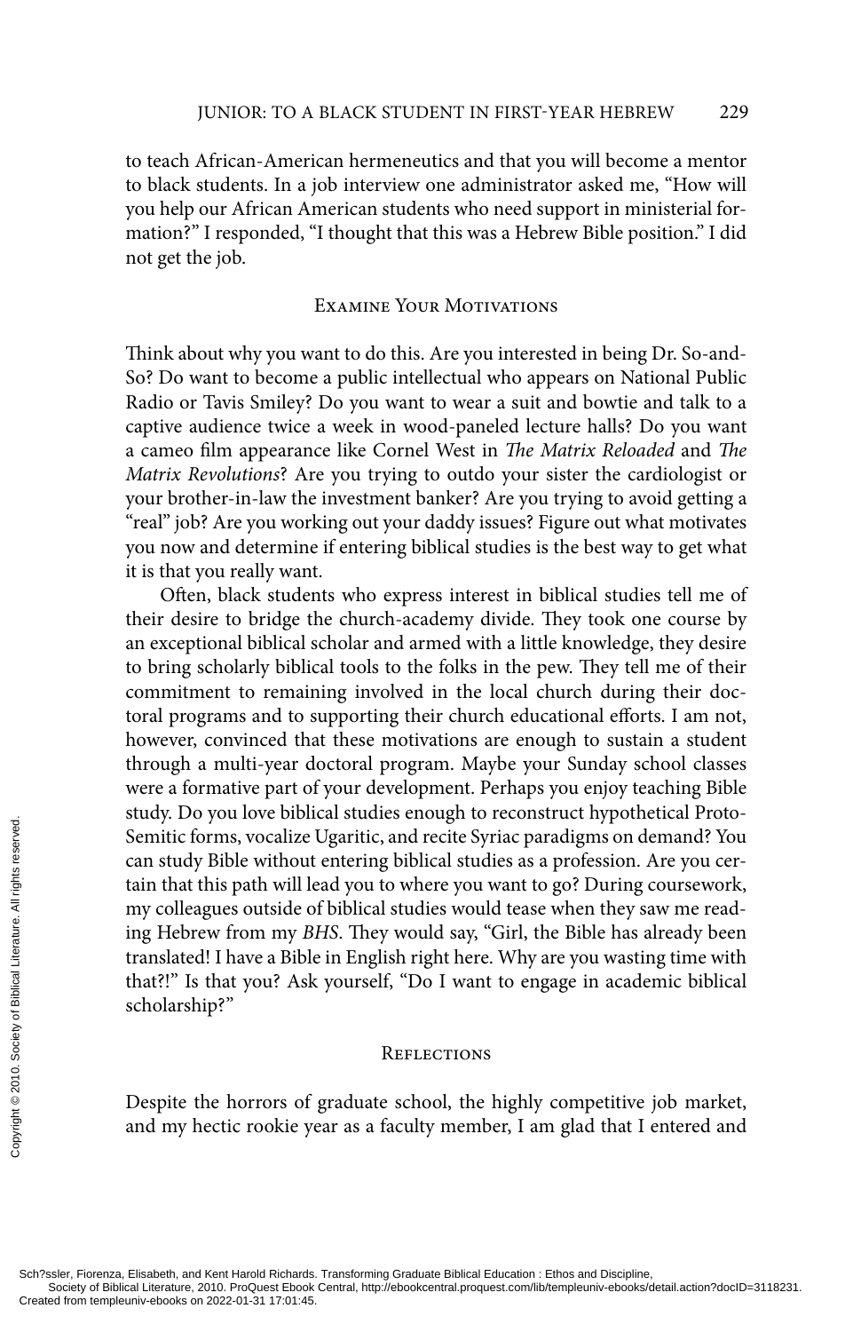to teach African-American hermeneutics and that you will become a mentor to black students. In a job interview one administrator asked me, "How will you help our African American students who need support in ministerial formation?" I responded, "I thought that this was a Hebrew Bible position." I did not get the job.

## Examine Your Motivations

Think about why you want to do this. Are you interested in being Dr. So-and-So? Do want to become a public intellectual who appears on National Public Radio or Tavis Smiley? Do you want to wear a suit and bowtie and talk to a captive audience twice a week in wood-paneled lecture halls? Do you want a cameo film appearance like Cornel West in *The Matrix Reloaded* and *The Matrix Revolutions*? Are you trying to outdo your sister the cardiologist or your brother-in-law the investment banker? Are you trying to avoid getting a "real" job? Are you working out your daddy issues? Figure out what motivates you now and determine if entering biblical studies is the best way to get what it is that you really want.

Often, black students who express interest in biblical studies tell me of their desire to bridge the church-academy divide. They took one course by an exceptional biblical scholar and armed with a little knowledge, they desire to bring scholarly biblical tools to the folks in the pew. They tell me of their commitment to remaining involved in the local church during their doctoral programs and to supporting their church educational efforts. I am not, however, convinced that these motivations are enough to sustain a student through a multi-year doctoral program. Maybe your Sunday school classes were a formative part of your development. Perhaps you enjoy teaching Bible study. Do you love biblical studies enough to reconstruct hypothetical Proto-Semitic forms, vocalize Ugaritic, and recite Syriac paradigms on demand? You can study Bible without entering biblical studies as a profession. Are you certain that this path will lead you to where you want to go? During coursework, my colleagues outside of biblical studies would tease when they saw me reading Hebrew from my *BHS*. They would say, "Girl, the Bible has already been translated! I have a Bible in English right here. Why are you wasting time with that?!" Is that you? Ask yourself, "Do I want to engage in academic biblical scholarship?"

## Reflections

Despite the horrors of graduate school, the highly competitive job market, and my hectic rookie year as a faculty member, I am glad that I entered and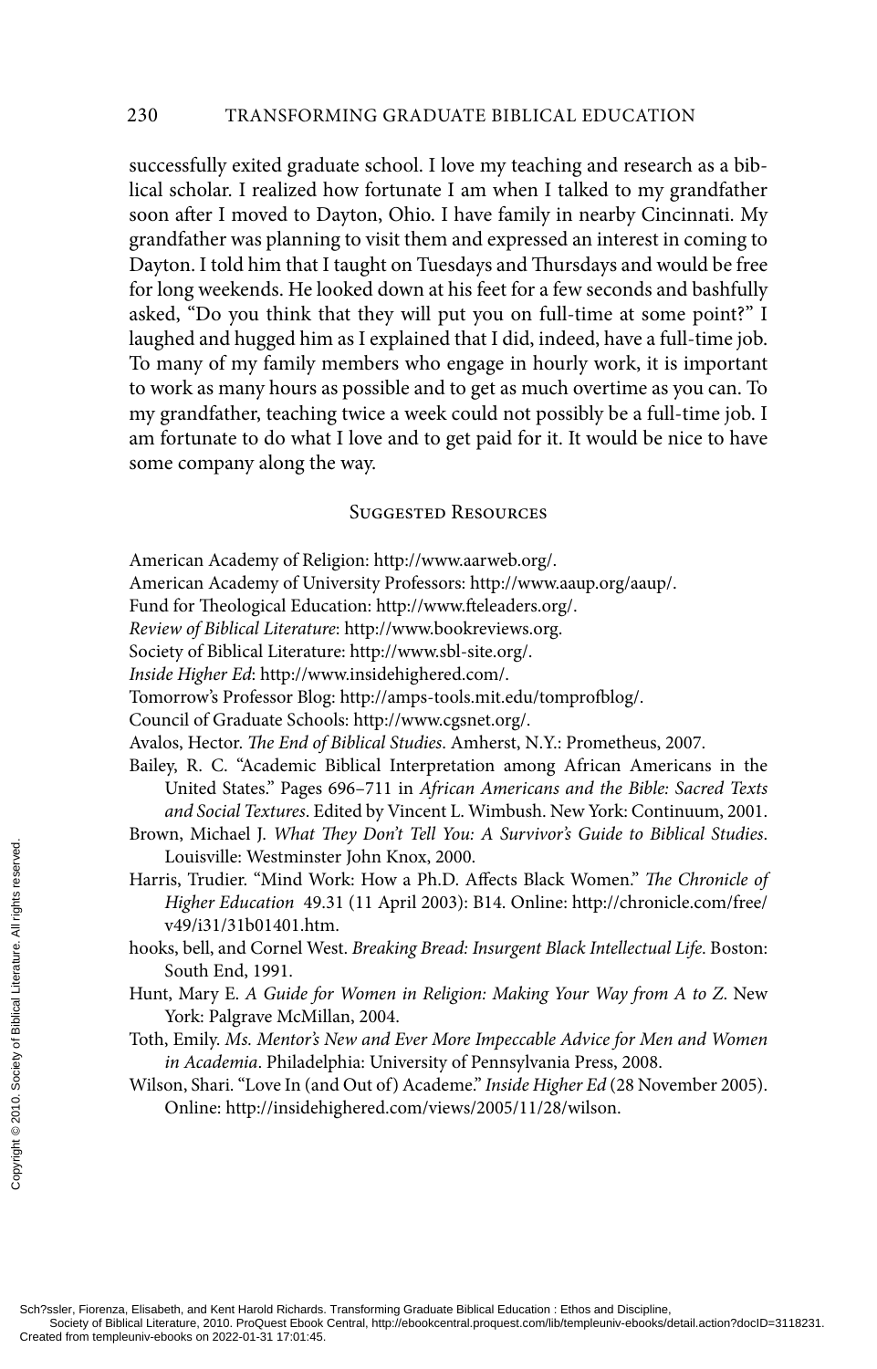successfully exited graduate school. I love my teaching and research as a biblical scholar. I realized how fortunate I am when I talked to my grandfather soon after I moved to Dayton, Ohio. I have family in nearby Cincinnati. My grandfather was planning to visit them and expressed an interest in coming to Dayton. I told him that I taught on Tuesdays and Thursdays and would be free for long weekends. He looked down at his feet for a few seconds and bashfully asked, "Do you think that they will put you on full-time at some point?" I laughed and hugged him as I explained that I did, indeed, have a full-time job. To many of my family members who engage in hourly work, it is important to work as many hours as possible and to get as much overtime as you can. To my grandfather, teaching twice a week could not possibly be a full-time job. I am fortunate to do what I love and to get paid for it. It would be nice to have some company along the way.

## Suggested Resources

American Academy of Religion: http://www.aarweb.org/.

American Academy of University Professors: http://www.aaup.org/aaup/.

Fund for Theological Education: http://www.fteleaders.org/.

*Review of Biblical Literature*: http://www.bookreviews.org.

Society of Biblical Literature: http://www.sbl-site.org/.

*Inside Higher Ed*: http://www.insidehighered.com/.

Tomorrow's Professor Blog: http://amps-tools.mit.edu/tomprofblog/.

Council of Graduate Schools: http://www.cgsnet.org/.

Avalos, Hector. *The End of Biblical Studies*. Amherst, N.Y.: Prometheus, 2007.

Bailey, R. C. "Academic Biblical Interpretation among African Americans in the United States." Pages 696–711 in *African Americans and the Bible: Sacred Texts and Social Textures*. Edited by Vincent L. Wimbush. New York: Continuum, 2001.

Brown, Michael J. *What They Don't Tell You: A Survivor's Guide to Biblical Studies*. Louisville: Westminster John Knox, 2000.

Harris, Trudier. "Mind Work: How a Ph.D. Affects Black Women." *The Chronicle of Higher Education* 49.31 (11 April 2003): B14. Online: http://chronicle.com/free/v49/i31/31b01401.htm.

hooks, bell, and Cornel West. *Breaking Bread: Insurgent Black Intellectual Life*. Boston: South End, 1991.

Hunt, Mary E. *A Guide for Women in Religion: Making Your Way from A to Z*. New York: Palgrave McMillan, 2004.

Toth, Emily. *Ms. Mentor's New and Ever More Impeccable Advice for Men and Women in Academia*. Philadelphia: University of Pennsylvania Press, 2008.

Wilson, Shari. "Love In (and Out of) Academe." *Inside Higher Ed* (28 November 2005). Online: http://insidehighered.com/views/2005/11/28/wilson.